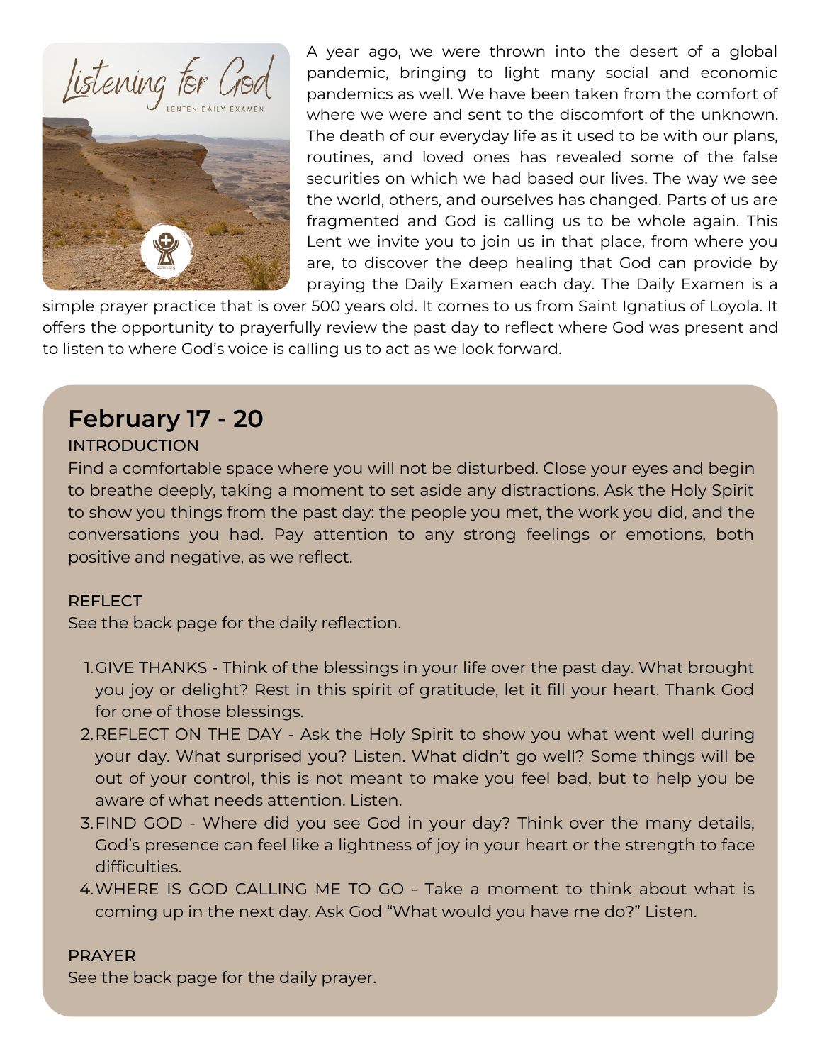A year ago, we were thrown into the desert of a global pandemic, bringing to light many social and economic pandemics as well. We have been taken from the comfort of where we were and sent to the discomfort of the unknown. The death of our everyday life as it used to be with our plans, routines, and loved ones has revealed some of the false securities on which we had based our lives. The way we see the world, others, and ourselves has changed. Parts of us are fragmented and God is calling us to be whole again. This Lent we invite you to join us in that place, from where you are, to discover the deep healing that God can provide by praying the Daily Examen each day. The Daily Examen is a simple prayer practice that is over 500 years old. It comes to us from Saint Ignatius of Loyola. It offers the opportunity to prayerfully review the past day to reflect where God was present and to listen to where God's voice is calling us to act as we look forward.

## February 17 - 20

INTRODUCTION

Find a comfortable space where you will not be disturbed. Close your eyes and begin to breathe deeply, taking a moment to set aside any distractions. Ask the Holy Spirit to show you things from the past day: the people you met, the work you did, and the conversations you had. Pay attention to any strong feelings or emotions, both positive and negative, as we reflect.

REFLECT

See the back page for the daily reflection.

1. GIVE THANKS - Think of the blessings in your life over the past day. What brought you joy or delight? Rest in this spirit of gratitude, let it fill your heart. Thank God for one of those blessings.
2. REFLECT ON THE DAY - Ask the Holy Spirit to show you what went well during your day. What surprised you? Listen. What didn't go well? Some things will be out of your control, this is not meant to make you feel bad, but to help you be aware of what needs attention. Listen.
3. FIND GOD - Where did you see God in your day? Think over the many details, God's presence can feel like a lightness of joy in your heart or the strength to face difficulties.
4. WHERE IS GOD CALLING ME TO GO - Take a moment to think about what is coming up in the next day. Ask God "What would you have me do?" Listen.

PRAYER

See the back page for the daily prayer.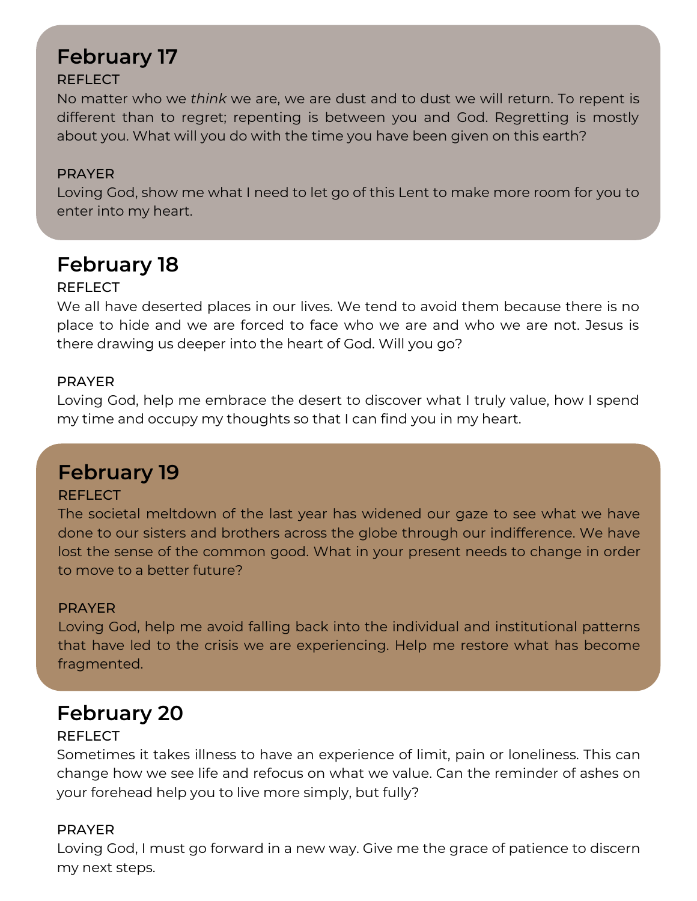## February 17

REFLECT

No matter who we *think* we are, we are dust and to dust we will return. To repent is different than to regret; repenting is between you and God. Regretting is mostly about you. What will you do with the time you have been given on this earth?

PRAYER

Loving God, show me what I need to let go of this Lent to make more room for you to enter into my heart.

## February 18

REFLECT

We all have deserted places in our lives. We tend to avoid them because there is no place to hide and we are forced to face who we are and who we are not. Jesus is there drawing us deeper into the heart of God. Will you go?

PRAYER

Loving God, help me embrace the desert to discover what I truly value, how I spend my time and occupy my thoughts so that I can find you in my heart.

## February 19

REFLECT

The societal meltdown of the last year has widened our gaze to see what we have done to our sisters and brothers across the globe through our indifference. We have lost the sense of the common good. What in your present needs to change in order to move to a better future?

PRAYER

Loving God, help me avoid falling back into the individual and institutional patterns that have led to the crisis we are experiencing. Help me restore what has become fragmented.

## February 20

REFLECT

Sometimes it takes illness to have an experience of limit, pain or loneliness. This can change how we see life and refocus on what we value. Can the reminder of ashes on your forehead help you to live more simply, but fully?

PRAYER

Loving God, I must go forward in a new way. Give me the grace of patience to discern my next steps.